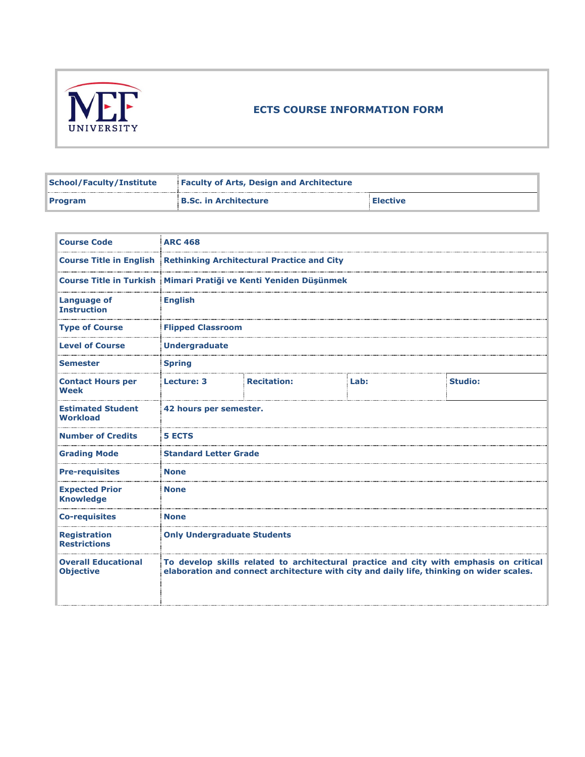# ECTS COURSE INFORMATION FORM

| School/Faculty/Institute | Faculty of Arts, Design and Architecture | |
|---|---|---|
| Program | B.Sc. in Architecture | Elective |

| Course Code | ARC 468 | | | |
|---|---|---|---|---|
| Course Title in English | Rethinking Architectural Practice and City | | | |
| Course Title in Turkish | Mimari Pratiği ve Kenti Yeniden Düşünmek | | | |
| Language of Instruction | English | | | |
| Type of Course | Flipped Classroom | | | |
| Level of Course | Undergraduate | | | |
| Semester | Spring | | | |
| Contact Hours per Week | Lecture: 3 | Recitation: | Lab: | Studio: |
| Estimated Student Workload | 42 hours per semester. | | | |
| Number of Credits | 5 ECTS | | | |
| Grading Mode | Standard Letter Grade | | | |
| Pre-requisites | None | | | |
| Expected Prior Knowledge | None | | | |
| Co-requisites | None | | | |
| Registration Restrictions | Only Undergraduate Students | | | |
| Overall Educational Objective | To develop skills related to architectural practice and city with emphasis on critical elaboration and connect architecture with city and daily life, thinking on wider scales. | | | |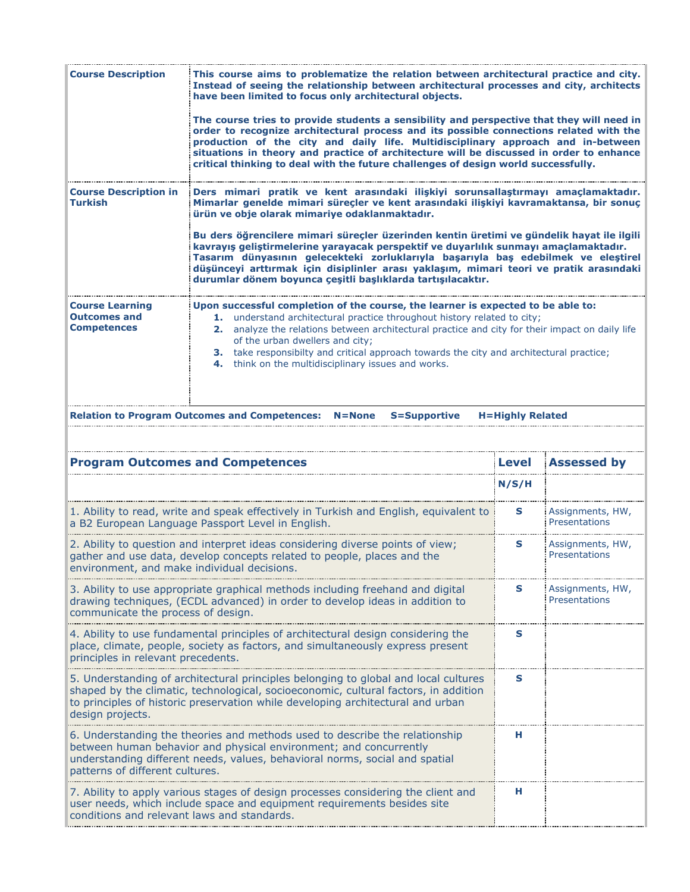| | |
|---|---|
| **Course Description** | **This course aims to problematize the relation between architectural practice and city. Instead of seeing the relationship between architectural processes and city, architects have been limited to focus only architectural objects.**<br><br>**The course tries to provide students a sensibility and perspective that they will need in order to recognize architectural process and its possible connections related with the production of the city and daily life. Multidisciplinary approach and in-between situations in theory and practice of architecture will be discussed in order to enhance critical thinking to deal with the future challenges of design world successfully.** |
| **Course Description in Turkish** | **Ders mimari pratik ve kent arasındaki ilişkiyi sorunsallaştırmayı amaçlamaktadır. Mimarlar genelde mimari süreçler ve kent arasındaki ilişkiyi kavramaktansa, bir sonuç ürün ve obje olarak mimariye odaklanmaktadır.**<br><br>**Bu ders öğrencilere mimari süreçler üzerinden kentin üretimi ve gündelik hayat ile ilgili kavrayış geliştirmelerine yarayacak perspektif ve duyarlılık sunmayı amaçlamaktadır. Tasarım dünyasının gelecekteki zorluklarıyla başarıyla baş edebilmek ve eleştirel düşünceyi arttırmak için disiplinler arası yaklaşım, mimari teori ve pratik arasındaki durumlar dönem boyunca çeşitli başlıklarda tartışılacaktır.** |
| **Course Learning Outcomes and Competences** | **Upon successful completion of the course, the learner is expected to be able to:**<br>**1.** understand architectural practice throughout history related to city;<br>**2.** analyze the relations between architectural practice and city for their impact on daily life of the urban dwellers and city;<br>**3.** take responsibilty and critical approach towards the city and architectural practice;<br>**4.** think on the multidisciplinary issues and works. |

**Relation to Program Outcomes and Competences: N=None S=Supportive H=Highly Related**

| Program Outcomes and Competences | Level | Assessed by |
|---|---|---|
| | N/S/H | |
| 1. Ability to read, write and speak effectively in Turkish and English, equivalent to a B2 European Language Passport Level in English. | S | Assignments, HW, Presentations |
| 2. Ability to question and interpret ideas considering diverse points of view; gather and use data, develop concepts related to people, places and the environment, and make individual decisions. | S | Assignments, HW, Presentations |
| 3. Ability to use appropriate graphical methods including freehand and digital drawing techniques, (ECDL advanced) in order to develop ideas in addition to communicate the process of design. | S | Assignments, HW, Presentations |
| 4. Ability to use fundamental principles of architectural design considering the place, climate, people, society as factors, and simultaneously express present principles in relevant precedents. | S | |
| 5. Understanding of architectural principles belonging to global and local cultures shaped by the climatic, technological, socioeconomic, cultural factors, in addition to principles of historic preservation while developing architectural and urban design projects. | S | |
| 6. Understanding the theories and methods used to describe the relationship between human behavior and physical environment; and concurrently understanding different needs, values, behavioral norms, social and spatial patterns of different cultures. | H | |
| 7. Ability to apply various stages of design processes considering the client and user needs, which include space and equipment requirements besides site conditions and relevant laws and standards. | H | |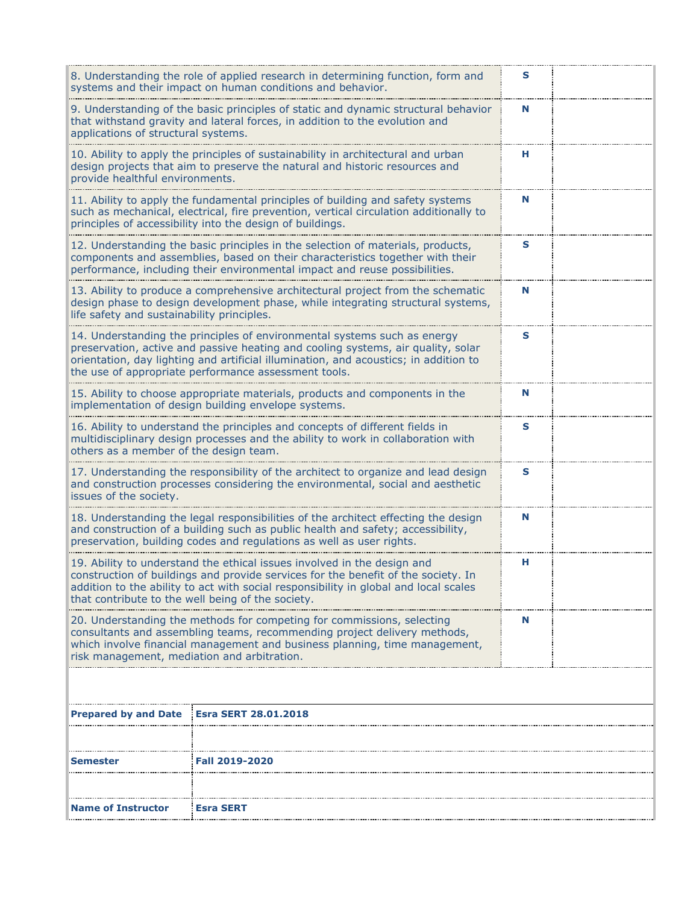| | | |
|---|---|---|
| 8. Understanding the role of applied research in determining function, form and systems and their impact on human conditions and behavior. | **S** | |
| 9. Understanding of the basic principles of static and dynamic structural behavior that withstand gravity and lateral forces, in addition to the evolution and applications of structural systems. | **N** | |
| 10. Ability to apply the principles of sustainability in architectural and urban design projects that aim to preserve the natural and historic resources and provide healthful environments. | **H** | |
| 11. Ability to apply the fundamental principles of building and safety systems such as mechanical, electrical, fire prevention, vertical circulation additionally to principles of accessibility into the design of buildings. | **N** | |
| 12. Understanding the basic principles in the selection of materials, products, components and assemblies, based on their characteristics together with their performance, including their environmental impact and reuse possibilities. | **S** | |
| 13. Ability to produce a comprehensive architectural project from the schematic design phase to design development phase, while integrating structural systems, life safety and sustainability principles. | **N** | |
| 14. Understanding the principles of environmental systems such as energy preservation, active and passive heating and cooling systems, air quality, solar orientation, day lighting and artificial illumination, and acoustics; in addition to the use of appropriate performance assessment tools. | **S** | |
| 15. Ability to choose appropriate materials, products and components in the implementation of design building envelope systems. | **N** | |
| 16. Ability to understand the principles and concepts of different fields in multidisciplinary design processes and the ability to work in collaboration with others as a member of the design team. | **S** | |
| 17. Understanding the responsibility of the architect to organize and lead design and construction processes considering the environmental, social and aesthetic issues of the society. | **S** | |
| 18. Understanding the legal responsibilities of the architect effecting the design and construction of a building such as public health and safety; accessibility, preservation, building codes and regulations as well as user rights. | **N** | |
| 19. Ability to understand the ethical issues involved in the design and construction of buildings and provide services for the benefit of the society. In addition to the ability to act with social responsibility in global and local scales that contribute to the well being of the society. | **H** | |
| 20. Understanding the methods for competing for commissions, selecting consultants and assembling teams, recommending project delivery methods, which involve financial management and business planning, time management, risk management, mediation and arbitration. | **N** | |

| | |
|---|---|
| **Prepared by and Date** | **Esra SERT 28.01.2018** |
| | |
| **Semester** | **Fall 2019-2020** |
| | |
| **Name of Instructor** | **Esra SERT** |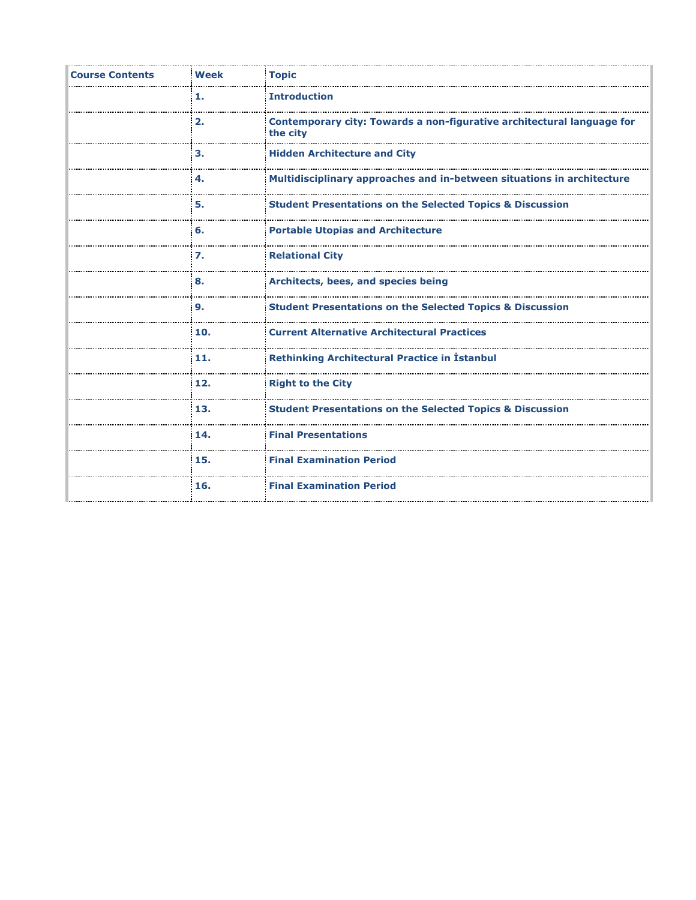| Course Contents | Week | Topic |
| --- | --- | --- |
| | 1. | Introduction |
| | 2. | Contemporary city: Towards a non-figurative architectural language for the city |
| | 3. | Hidden Architecture and City |
| | 4. | Multidisciplinary approaches and in-between situations in architecture |
| | 5. | Student Presentations on the Selected Topics & Discussion |
| | 6. | Portable Utopias and Architecture |
| | 7. | Relational City |
| | 8. | Architects, bees, and species being |
| | 9. | Student Presentations on the Selected Topics & Discussion |
| | 10. | Current Alternative Architectural Practices |
| | 11. | Rethinking Architectural Practice in İstanbul |
| | 12. | Right to the City |
| | 13. | Student Presentations on the Selected Topics & Discussion |
| | 14. | Final Presentations |
| | 15. | Final Examination Period |
| | 16. | Final Examination Period |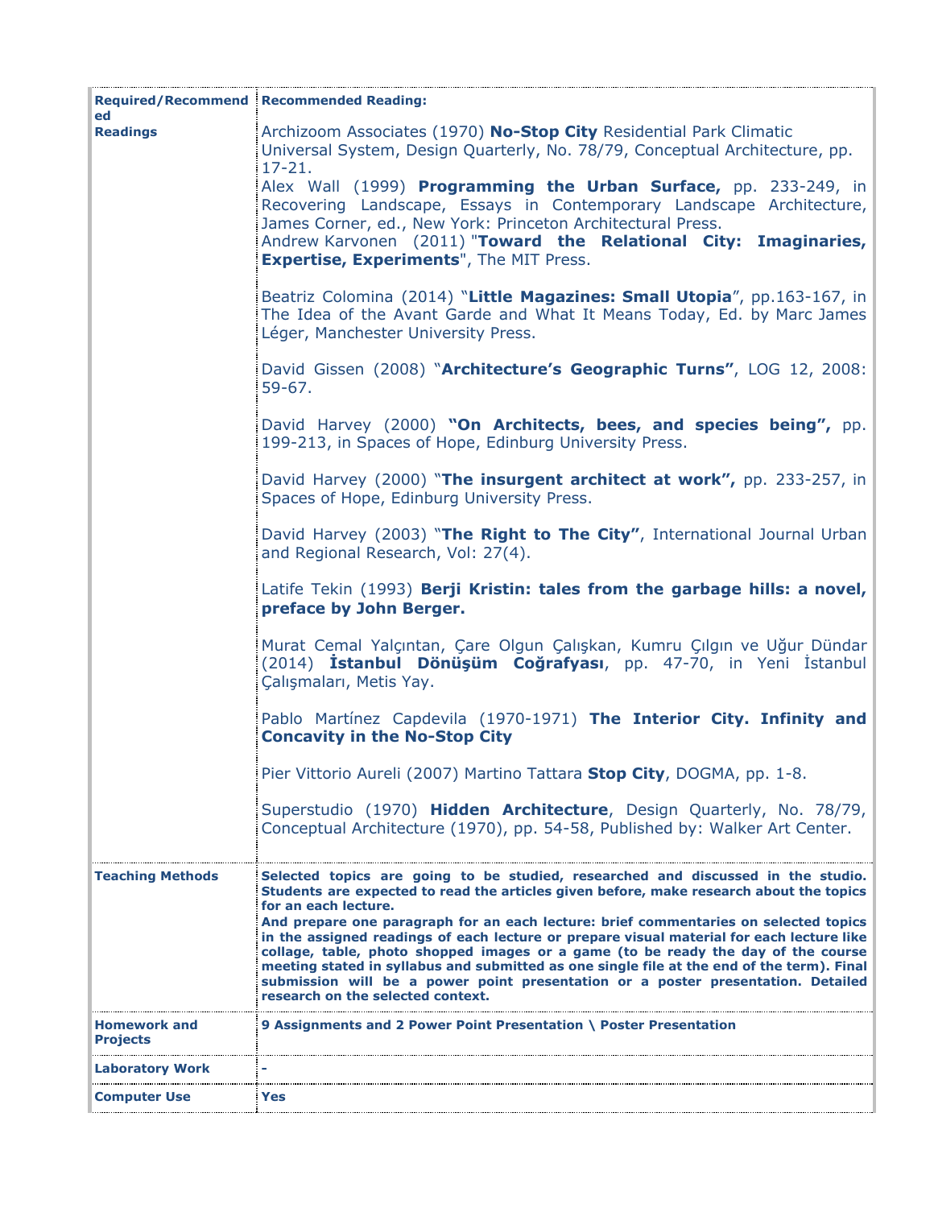| **Required/Recommended Readings** | **Recommended Reading:**<br><br>Archizoom Associates (1970) **No-Stop City** Residential Park Climatic Universal System, Design Quarterly, No. 78/79, Conceptual Architecture, pp. 17-21.<br>Alex Wall (1999) **Programming the Urban Surface,** pp. 233-249, in Recovering Landscape, Essays in Contemporary Landscape Architecture, James Corner, ed., New York: Princeton Architectural Press.<br>Andrew Karvonen (2011) "**Toward the Relational City: Imaginaries, Expertise, Experiments**", The MIT Press.<br><br>Beatriz Colomina (2014) "**Little Magazines: Small Utopia**", pp.163-167, in The Idea of the Avant Garde and What It Means Today, Ed. by Marc James Léger, Manchester University Press.<br><br>David Gissen (2008) "**Architecture's Geographic Turns"**, LOG 12, 2008: 59-67.<br><br>David Harvey (2000) **"On Architects, bees, and species being",** pp. 199-213, in Spaces of Hope, Edinburg University Press.<br><br>David Harvey (2000) "**The insurgent architect at work",** pp. 233-257, in Spaces of Hope, Edinburg University Press.<br><br>David Harvey (2003) "**The Right to The City"**, International Journal Urban and Regional Research, Vol: 27(4).<br><br>Latife Tekin (1993) **Berji Kristin: tales from the garbage hills: a novel, preface by John Berger.**<br><br>Murat Cemal Yalçıntan, Çare Olgun Çalışkan, Kumru Çılgın ve Uğur Dündar (2014) **İstanbul Dönüşüm Coğrafyası**, pp. 47-70, in Yeni İstanbul Çalışmaları, Metis Yay.<br><br>Pablo Martínez Capdevila (1970-1971) **The Interior City. Infinity and Concavity in the No-Stop City**<br><br>Pier Vittorio Aureli (2007) Martino Tattara **Stop City**, DOGMA, pp. 1-8.<br><br>Superstudio (1970) **Hidden Architecture**, Design Quarterly, No. 78/79, Conceptual Architecture (1970), pp. 54-58, Published by: Walker Art Center. |
|---|---|
| **Teaching Methods** | **Selected topics are going to be studied, researched and discussed in the studio. Students are expected to read the articles given before, make research about the topics for an each lecture.**<br>**And prepare one paragraph for an each lecture: brief commentaries on selected topics in the assigned readings of each lecture or prepare visual material for each lecture like collage, table, photo shopped images or a game (to be ready the day of the course meeting stated in syllabus and submitted as one single file at the end of the term). Final submission will be a power point presentation or a poster presentation. Detailed research on the selected context.** |
| **Homework and Projects** | **9 Assignments and 2 Power Point Presentation \ Poster Presentation** |
| **Laboratory Work** | **-** |
| **Computer Use** | **Yes** |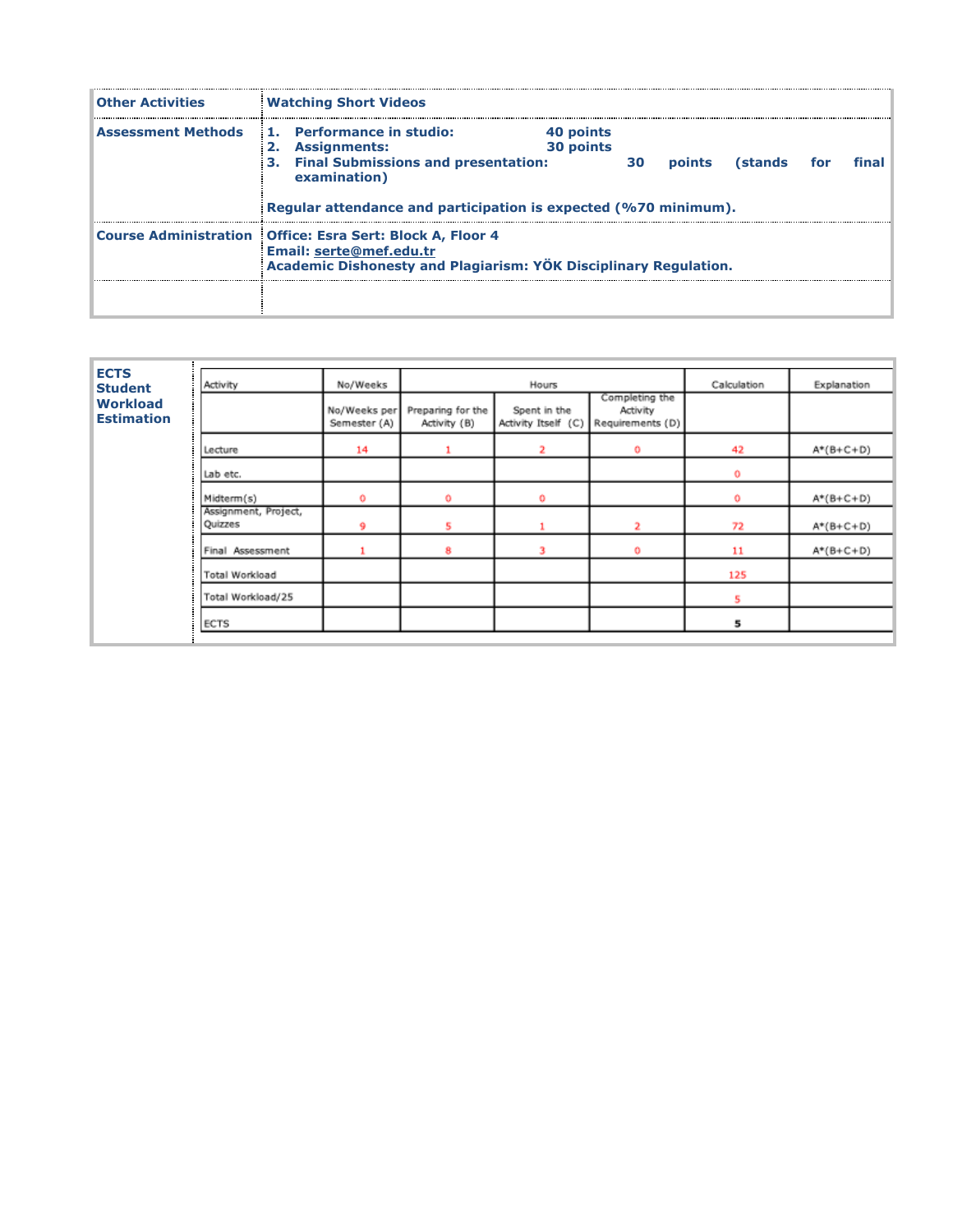| | |
|---|---|
| **Other Activities** | **Watching Short Videos** |
| **Assessment Methods** | **1. Performance in studio: 40 points**<br>**2. Assignments: 30 points**<br>**3. Final Submissions and presentation: 30 points (stands for final examination)**<br><br>**Regular attendance and participation is expected (%70 minimum).** |
| **Course Administration** | **Office: Esra Sert: Block A, Floor 4**<br>**Email: serte@mef.edu.tr**<br>**Academic Dishonesty and Plagiarism: YÖK Disciplinary Regulation.** |
| | |

**ECTS Student Workload Estimation**

| Activity | No/Weeks | Hours | | | Calculation | Explanation |
|---|---|---|---|---|---|---|
| | No/Weeks per Semester (A) | Preparing for the Activity (B) | Spent in the Activity Itself (C) | Completing the Activity Requirements (D) | | |
| Lecture | 14 | 1 | 2 | 0 | 42 | A*(B+C+D) |
| Lab etc. | | | | | 0 | |
| Midterm(s) | 0 | 0 | 0 | | 0 | A*(B+C+D) |
| Assignment, Project, Quizzes | 9 | 5 | 1 | 2 | 72 | A*(B+C+D) |
| Final Assessment | 1 | 8 | 3 | 0 | 11 | A*(B+C+D) |
| Total Workload | | | | | 125 | |
| Total Workload/25 | | | | | 5 | |
| ECTS | | | | | 5 | |